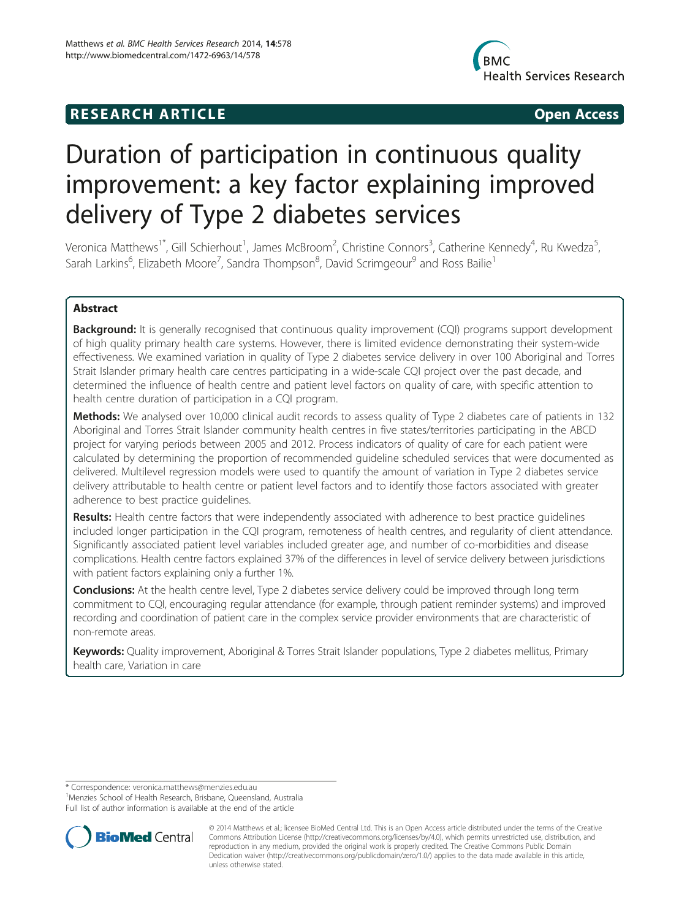RESEARCH ARTICLE

Open Access

# Duration of participation in continuous quality improvement: a key factor explaining improved delivery of Type 2 diabetes services

Veronica Matthews[1*], Gill Schierhout[1], James McBroom[2], Christine Connors[3], Catherine Kennedy[4], Ru Kwedza[5], Sarah Larkins[6], Elizabeth Moore[7], Sandra Thompson[8], David Scrimgeour[9] and Ross Bailie[1]

## Abstract

**Background:** It is generally recognised that continuous quality improvement (CQI) programs support development of high quality primary health care systems. However, there is limited evidence demonstrating their system-wide effectiveness. We examined variation in quality of Type 2 diabetes service delivery in over 100 Aboriginal and Torres Strait Islander primary health care centres participating in a wide-scale CQI project over the past decade, and determined the influence of health centre and patient level factors on quality of care, with specific attention to health centre duration of participation in a CQI program.

**Methods:** We analysed over 10,000 clinical audit records to assess quality of Type 2 diabetes care of patients in 132 Aboriginal and Torres Strait Islander community health centres in five states/territories participating in the ABCD project for varying periods between 2005 and 2012. Process indicators of quality of care for each patient were calculated by determining the proportion of recommended guideline scheduled services that were documented as delivered. Multilevel regression models were used to quantify the amount of variation in Type 2 diabetes service delivery attributable to health centre or patient level factors and to identify those factors associated with greater adherence to best practice guidelines.

**Results:** Health centre factors that were independently associated with adherence to best practice guidelines included longer participation in the CQI program, remoteness of health centres, and regularity of client attendance. Significantly associated patient level variables included greater age, and number of co-morbidities and disease complications. Health centre factors explained 37% of the differences in level of service delivery between jurisdictions with patient factors explaining only a further 1%.

**Conclusions:** At the health centre level, Type 2 diabetes service delivery could be improved through long term commitment to CQI, encouraging regular attendance (for example, through patient reminder systems) and improved recording and coordination of patient care in the complex service provider environments that are characteristic of non-remote areas.

**Keywords:** Quality improvement, Aboriginal & Torres Strait Islander populations, Type 2 diabetes mellitus, Primary health care, Variation in care

* Correspondence: veronica.matthews@menzies.edu.au

[1]Menzies School of Health Research, Brisbane, Queensland, Australia

Full list of author information is available at the end of the article

© 2014 Matthews et al.; licensee BioMed Central Ltd. This is an Open Access article distributed under the terms of the Creative Commons Attribution License (http://creativecommons.org/licenses/by/4.0), which permits unrestricted use, distribution, and reproduction in any medium, provided the original work is properly credited. The Creative Commons Public Domain Dedication waiver (http://creativecommons.org/publicdomain/zero/1.0/) applies to the data made available in this article, unless otherwise stated.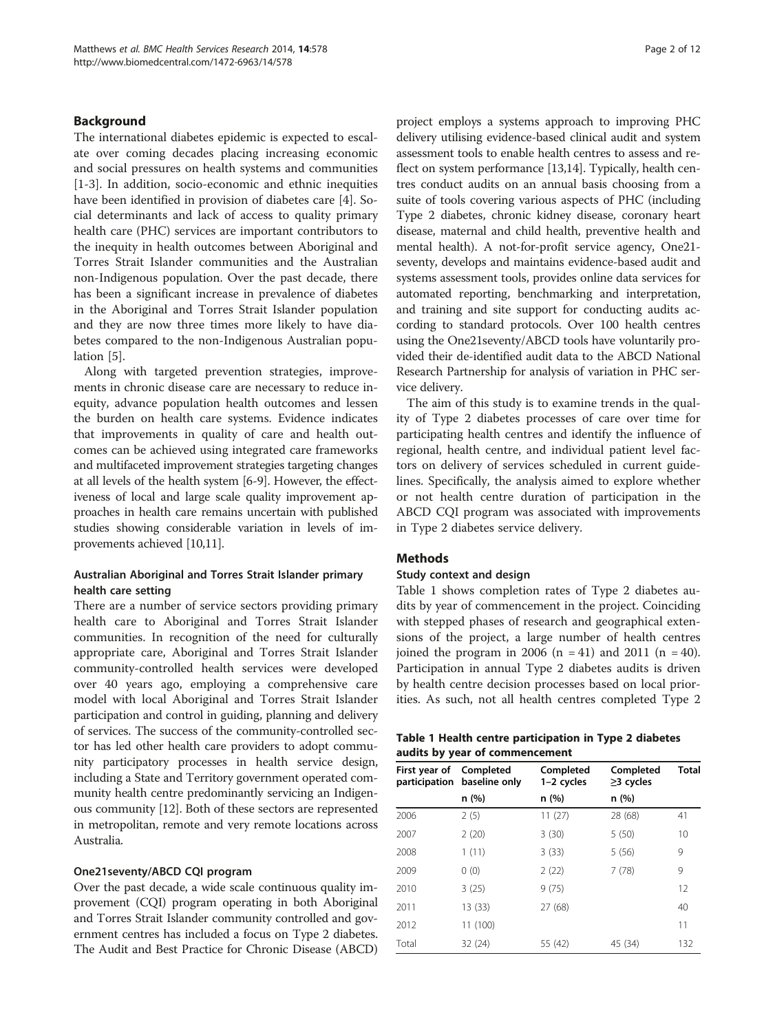## Background

The international diabetes epidemic is expected to escalate over coming decades placing increasing economic and social pressures on health systems and communities [1-3]. In addition, socio-economic and ethnic inequities have been identified in provision of diabetes care [4]. Social determinants and lack of access to quality primary health care (PHC) services are important contributors to the inequity in health outcomes between Aboriginal and Torres Strait Islander communities and the Australian non-Indigenous population. Over the past decade, there has been a significant increase in prevalence of diabetes in the Aboriginal and Torres Strait Islander population and they are now three times more likely to have diabetes compared to the non-Indigenous Australian population [5].

Along with targeted prevention strategies, improvements in chronic disease care are necessary to reduce inequity, advance population health outcomes and lessen the burden on health care systems. Evidence indicates that improvements in quality of care and health outcomes can be achieved using integrated care frameworks and multifaceted improvement strategies targeting changes at all levels of the health system [6-9]. However, the effectiveness of local and large scale quality improvement approaches in health care remains uncertain with published studies showing considerable variation in levels of improvements achieved [10,11].

### Australian Aboriginal and Torres Strait Islander primary health care setting

There are a number of service sectors providing primary health care to Aboriginal and Torres Strait Islander communities. In recognition of the need for culturally appropriate care, Aboriginal and Torres Strait Islander community-controlled health services were developed over 40 years ago, employing a comprehensive care model with local Aboriginal and Torres Strait Islander participation and control in guiding, planning and delivery of services. The success of the community-controlled sector has led other health care providers to adopt community participatory processes in health service design, including a State and Territory government operated community health centre predominantly servicing an Indigenous community [12]. Both of these sectors are represented in metropolitan, remote and very remote locations across Australia.

### One21seventy/ABCD CQI program

Over the past decade, a wide scale continuous quality improvement (CQI) program operating in both Aboriginal and Torres Strait Islander community controlled and government centres has included a focus on Type 2 diabetes. The Audit and Best Practice for Chronic Disease (ABCD) project employs a systems approach to improving PHC delivery utilising evidence-based clinical audit and system assessment tools to enable health centres to assess and reflect on system performance [13,14]. Typically, health centres conduct audits on an annual basis choosing from a suite of tools covering various aspects of PHC (including Type 2 diabetes, chronic kidney disease, coronary heart disease, maternal and child health, preventive health and mental health). A not-for-profit service agency, One21seventy, develops and maintains evidence-based audit and systems assessment tools, provides online data services for automated reporting, benchmarking and interpretation, and training and site support for conducting audits according to standard protocols. Over 100 health centres using the One21seventy/ABCD tools have voluntarily provided their de-identified audit data to the ABCD National Research Partnership for analysis of variation in PHC service delivery.

The aim of this study is to examine trends in the quality of Type 2 diabetes processes of care over time for participating health centres and identify the influence of regional, health centre, and individual patient level factors on delivery of services scheduled in current guidelines. Specifically, the analysis aimed to explore whether or not health centre duration of participation in the ABCD CQI program was associated with improvements in Type 2 diabetes service delivery.

## Methods

### Study context and design

Table 1 shows completion rates of Type 2 diabetes audits by year of commencement in the project. Coinciding with stepped phases of research and geographical extensions of the project, a large number of health centres joined the program in 2006 (n = 41) and 2011 (n = 40). Participation in annual Type 2 diabetes audits is driven by health centre decision processes based on local priorities. As such, not all health centres completed Type 2

**Table 1 Health centre participation in Type 2 diabetes audits by year of commencement**

| First year of participation | Completed baseline only | Completed 1–2 cycles | Completed ≥3 cycles | Total |
|---|---|---|---|---|
| | n (%) | n (%) | n (%) | |
| 2006 | 2 (5) | 11 (27) | 28 (68) | 41 |
| 2007 | 2 (20) | 3 (30) | 5 (50) | 10 |
| 2008 | 1 (11) | 3 (33) | 5 (56) | 9 |
| 2009 | 0 (0) | 2 (22) | 7 (78) | 9 |
| 2010 | 3 (25) | 9 (75) | | 12 |
| 2011 | 13 (33) | 27 (68) | | 40 |
| 2012 | 11 (100) | | | 11 |
| Total | 32 (24) | 55 (42) | 45 (34) | 132 |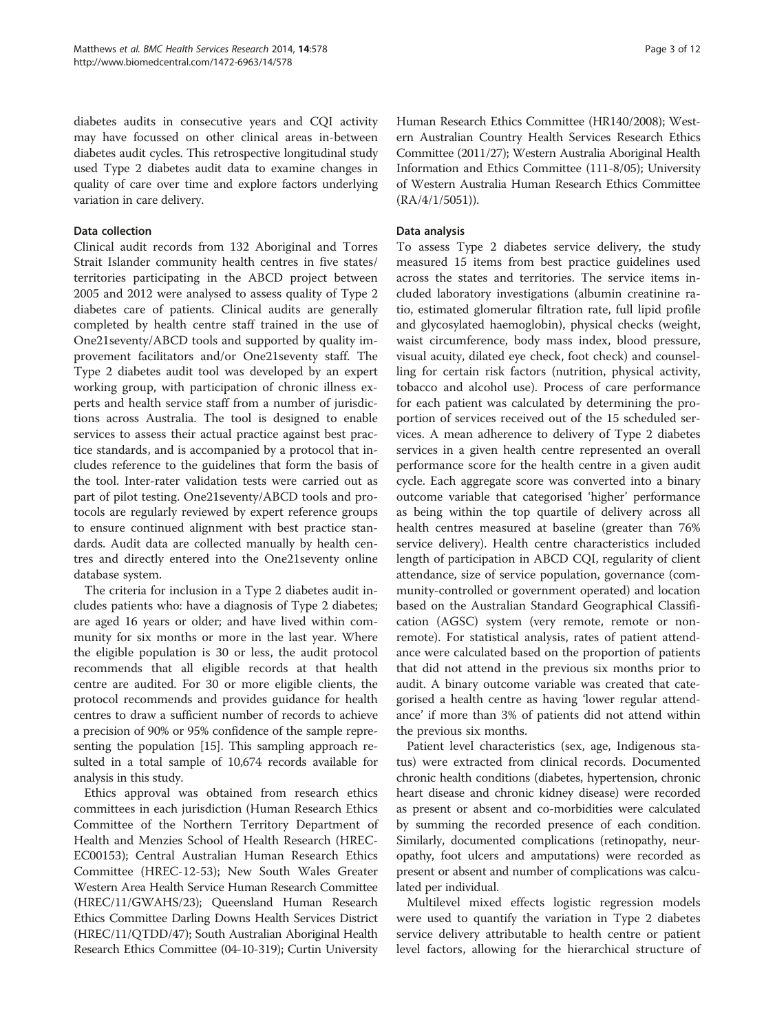diabetes audits in consecutive years and CQI activity may have focussed on other clinical areas in-between diabetes audit cycles. This retrospective longitudinal study used Type 2 diabetes audit data to examine changes in quality of care over time and explore factors underlying variation in care delivery.

### Data collection

Clinical audit records from 132 Aboriginal and Torres Strait Islander community health centres in five states/territories participating in the ABCD project between 2005 and 2012 were analysed to assess quality of Type 2 diabetes care of patients. Clinical audits are generally completed by health centre staff trained in the use of One21seventy/ABCD tools and supported by quality improvement facilitators and/or One21seventy staff. The Type 2 diabetes audit tool was developed by an expert working group, with participation of chronic illness experts and health service staff from a number of jurisdictions across Australia. The tool is designed to enable services to assess their actual practice against best practice standards, and is accompanied by a protocol that includes reference to the guidelines that form the basis of the tool. Inter-rater validation tests were carried out as part of pilot testing. One21seventy/ABCD tools and protocols are regularly reviewed by expert reference groups to ensure continued alignment with best practice standards. Audit data are collected manually by health centres and directly entered into the One21seventy online database system.

The criteria for inclusion in a Type 2 diabetes audit includes patients who: have a diagnosis of Type 2 diabetes; are aged 16 years or older; and have lived within community for six months or more in the last year. Where the eligible population is 30 or less, the audit protocol recommends that all eligible records at that health centre are audited. For 30 or more eligible clients, the protocol recommends and provides guidance for health centres to draw a sufficient number of records to achieve a precision of 90% or 95% confidence of the sample representing the population [15]. This sampling approach resulted in a total sample of 10,674 records available for analysis in this study.

Ethics approval was obtained from research ethics committees in each jurisdiction (Human Research Ethics Committee of the Northern Territory Department of Health and Menzies School of Health Research (HREC-EC00153); Central Australian Human Research Ethics Committee (HREC-12-53); New South Wales Greater Western Area Health Service Human Research Committee (HREC/11/GWAHS/23); Queensland Human Research Ethics Committee Darling Downs Health Services District (HREC/11/QTDD/47); South Australian Aboriginal Health Research Ethics Committee (04-10-319); Curtin University Human Research Ethics Committee (HR140/2008); Western Australian Country Health Services Research Ethics Committee (2011/27); Western Australia Aboriginal Health Information and Ethics Committee (111-8/05); University of Western Australia Human Research Ethics Committee (RA/4/1/5051)).

### Data analysis

To assess Type 2 diabetes service delivery, the study measured 15 items from best practice guidelines used across the states and territories. The service items included laboratory investigations (albumin creatinine ratio, estimated glomerular filtration rate, full lipid profile and glycosylated haemoglobin), physical checks (weight, waist circumference, body mass index, blood pressure, visual acuity, dilated eye check, foot check) and counselling for certain risk factors (nutrition, physical activity, tobacco and alcohol use). Process of care performance for each patient was calculated by determining the proportion of services received out of the 15 scheduled services. A mean adherence to delivery of Type 2 diabetes services in a given health centre represented an overall performance score for the health centre in a given audit cycle. Each aggregate score was converted into a binary outcome variable that categorised 'higher' performance as being within the top quartile of delivery across all health centres measured at baseline (greater than 76% service delivery). Health centre characteristics included length of participation in ABCD CQI, regularity of client attendance, size of service population, governance (community-controlled or government operated) and location based on the Australian Standard Geographical Classification (AGSC) system (very remote, remote or non-remote). For statistical analysis, rates of patient attendance were calculated based on the proportion of patients that did not attend in the previous six months prior to audit. A binary outcome variable was created that categorised a health centre as having 'lower regular attendance' if more than 3% of patients did not attend within the previous six months.

Patient level characteristics (sex, age, Indigenous status) were extracted from clinical records. Documented chronic health conditions (diabetes, hypertension, chronic heart disease and chronic kidney disease) were recorded as present or absent and co-morbidities were calculated by summing the recorded presence of each condition. Similarly, documented complications (retinopathy, neuropathy, foot ulcers and amputations) were recorded as present or absent and number of complications was calculated per individual.

Multilevel mixed effects logistic regression models were used to quantify the variation in Type 2 diabetes service delivery attributable to health centre or patient level factors, allowing for the hierarchical structure of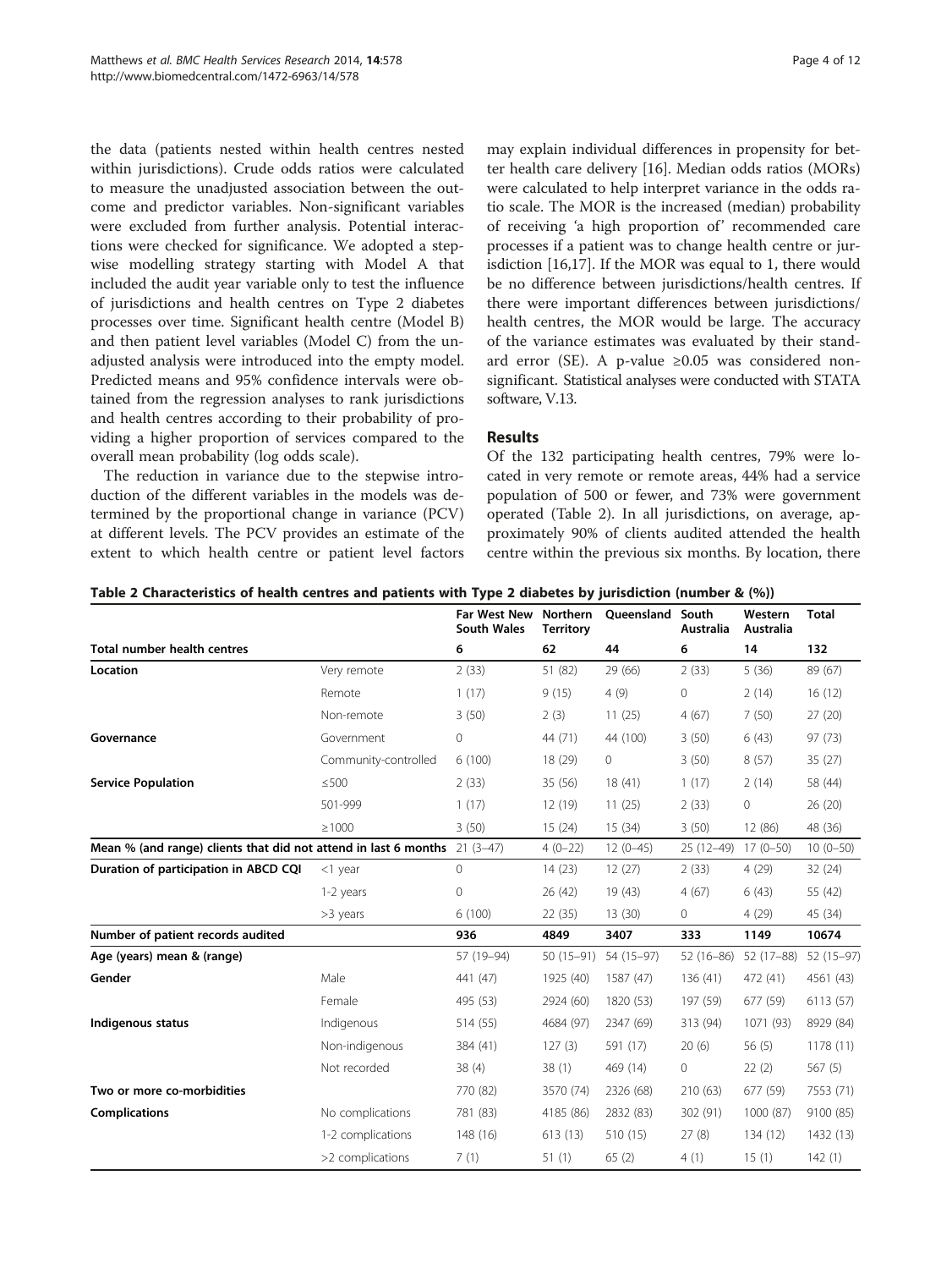the data (patients nested within health centres nested within jurisdictions). Crude odds ratios were calculated to measure the unadjusted association between the outcome and predictor variables. Non-significant variables were excluded from further analysis. Potential interactions were checked for significance. We adopted a stepwise modelling strategy starting with Model A that included the audit year variable only to test the influence of jurisdictions and health centres on Type 2 diabetes processes over time. Significant health centre (Model B) and then patient level variables (Model C) from the unadjusted analysis were introduced into the empty model. Predicted means and 95% confidence intervals were obtained from the regression analyses to rank jurisdictions and health centres according to their probability of providing a higher proportion of services compared to the overall mean probability (log odds scale).

The reduction in variance due to the stepwise introduction of the different variables in the models was determined by the proportional change in variance (PCV) at different levels. The PCV provides an estimate of the extent to which health centre or patient level factors may explain individual differences in propensity for better health care delivery [16]. Median odds ratios (MORs) were calculated to help interpret variance in the odds ratio scale. The MOR is the increased (median) probability of receiving 'a high proportion of' recommended care processes if a patient was to change health centre or jurisdiction [16,17]. If the MOR was equal to 1, there would be no difference between jurisdictions/health centres. If there were important differences between jurisdictions/health centres, the MOR would be large. The accuracy of the variance estimates was evaluated by their standard error (SE). A p-value ≥0.05 was considered non-significant. Statistical analyses were conducted with STATA software, V.13.

## Results

Of the 132 participating health centres, 79% were located in very remote or remote areas, 44% had a service population of 500 or fewer, and 73% were government operated (Table 2). In all jurisdictions, on average, approximately 90% of clients audited attended the health centre within the previous six months. By location, there

**Table 2 Characteristics of health centres and patients with Type 2 diabetes by jurisdiction (number & (%))**

| | | Far West New South Wales | Northern Territory | Queensland | South Australia | Western Australia | Total |
|---|---|---|---|---|---|---|---|
| **Total number health centres** | | **6** | **62** | **44** | **6** | **14** | **132** |
| **Location** | Very remote | 2 (33) | 51 (82) | 29 (66) | 2 (33) | 5 (36) | 89 (67) |
| | Remote | 1 (17) | 9 (15) | 4 (9) | 0 | 2 (14) | 16 (12) |
| | Non-remote | 3 (50) | 2 (3) | 11 (25) | 4 (67) | 7 (50) | 27 (20) |
| **Governance** | Government | 0 | 44 (71) | 44 (100) | 3 (50) | 6 (43) | 97 (73) |
| | Community-controlled | 6 (100) | 18 (29) | 0 | 3 (50) | 8 (57) | 35 (27) |
| **Service Population** | ≤500 | 2 (33) | 35 (56) | 18 (41) | 1 (17) | 2 (14) | 58 (44) |
| | 501-999 | 1 (17) | 12 (19) | 11 (25) | 2 (33) | 0 | 26 (20) |
| | ≥1000 | 3 (50) | 15 (24) | 15 (34) | 3 (50) | 12 (86) | 48 (36) |
| **Mean % (and range) clients that did not attend in last 6 months** | | 21 (3–47) | 4 (0–22) | 12 (0–45) | 25 (12–49) | 17 (0–50) | 10 (0–50) |
| **Duration of participation in ABCD CQI** | <1 year | 0 | 14 (23) | 12 (27) | 2 (33) | 4 (29) | 32 (24) |
| | 1-2 years | 0 | 26 (42) | 19 (43) | 4 (67) | 6 (43) | 55 (42) |
| | >3 years | 6 (100) | 22 (35) | 13 (30) | 0 | 4 (29) | 45 (34) |
| **Number of patient records audited** | | **936** | **4849** | **3407** | **333** | **1149** | **10674** |
| **Age (years) mean & (range)** | | 57 (19–94) | 50 (15–91) | 54 (15–97) | 52 (16–86) | 52 (17–88) | 52 (15–97) |
| **Gender** | Male | 441 (47) | 1925 (40) | 1587 (47) | 136 (41) | 472 (41) | 4561 (43) |
| | Female | 495 (53) | 2924 (60) | 1820 (53) | 197 (59) | 677 (59) | 6113 (57) |
| **Indigenous status** | Indigenous | 514 (55) | 4684 (97) | 2347 (69) | 313 (94) | 1071 (93) | 8929 (84) |
| | Non-indigenous | 384 (41) | 127 (3) | 591 (17) | 20 (6) | 56 (5) | 1178 (11) |
| | Not recorded | 38 (4) | 38 (1) | 469 (14) | 0 | 22 (2) | 567 (5) |
| **Two or more co-morbidities** | | 770 (82) | 3570 (74) | 2326 (68) | 210 (63) | 677 (59) | 7553 (71) |
| **Complications** | No complications | 781 (83) | 4185 (86) | 2832 (83) | 302 (91) | 1000 (87) | 9100 (85) |
| | 1-2 complications | 148 (16) | 613 (13) | 510 (15) | 27 (8) | 134 (12) | 1432 (13) |
| | >2 complications | 7 (1) | 51 (1) | 65 (2) | 4 (1) | 15 (1) | 142 (1) |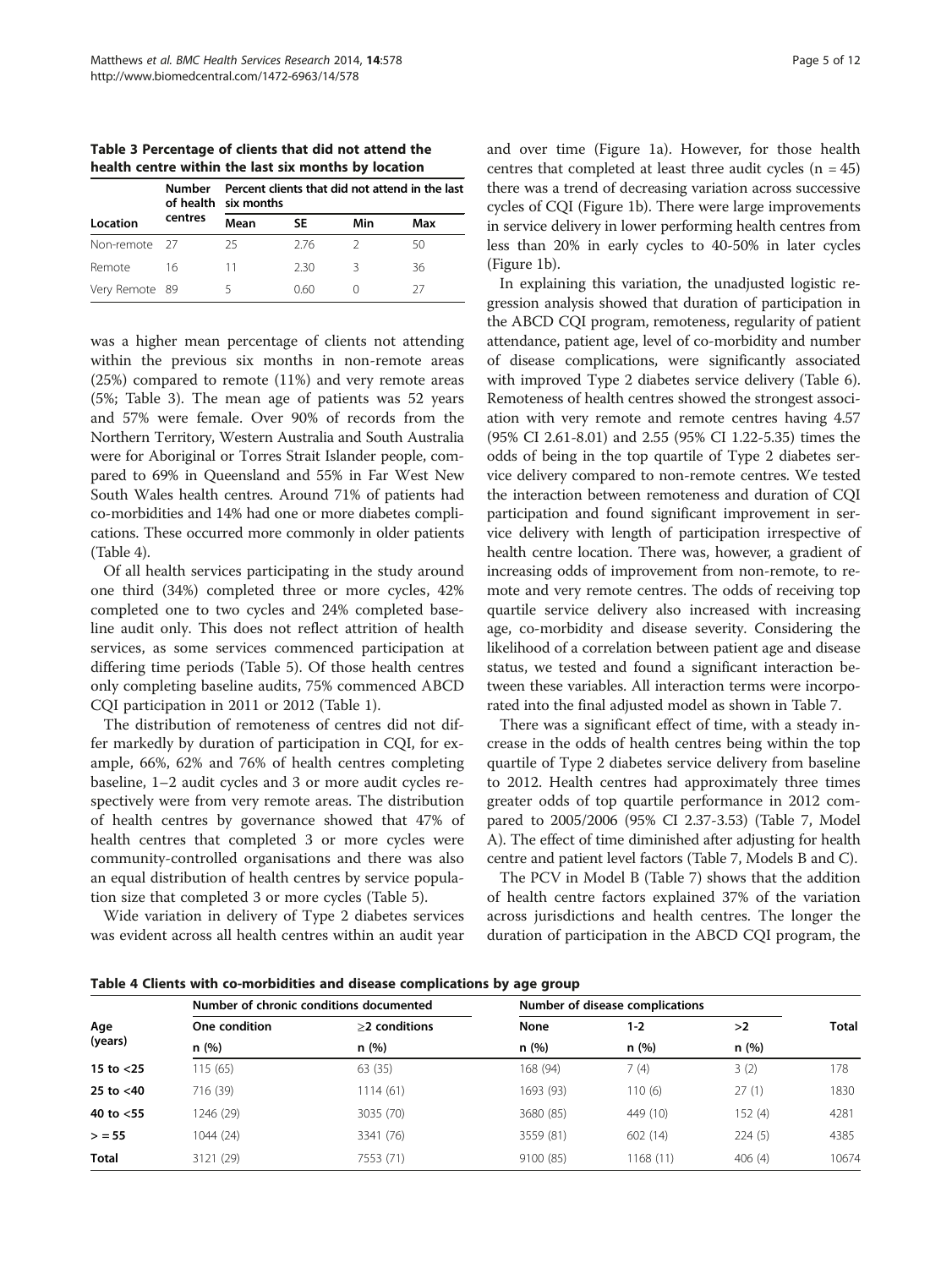**Table 3 Percentage of clients that did not attend the health centre within the last six months by location**

| Location | Number of health centres | Percent clients that did not attend in the last six months | | | |
|---|---|---|---|---|---|
| | | Mean | SE | Min | Max |
| Non-remote | 27 | 25 | 2.76 | 2 | 50 |
| Remote | 16 | 11 | 2.30 | 3 | 36 |
| Very Remote | 89 | 5 | 0.60 | 0 | 27 |

was a higher mean percentage of clients not attending within the previous six months in non-remote areas (25%) compared to remote (11%) and very remote areas (5%; Table 3). The mean age of patients was 52 years and 57% were female. Over 90% of records from the Northern Territory, Western Australia and South Australia were for Aboriginal or Torres Strait Islander people, compared to 69% in Queensland and 55% in Far West New South Wales health centres. Around 71% of patients had co-morbidities and 14% had one or more diabetes complications. These occurred more commonly in older patients (Table 4).

Of all health services participating in the study around one third (34%) completed three or more cycles, 42% completed one to two cycles and 24% completed baseline audit only. This does not reflect attrition of health services, as some services commenced participation at differing time periods (Table 5). Of those health centres only completing baseline audits, 75% commenced ABCD CQI participation in 2011 or 2012 (Table 1).

The distribution of remoteness of centres did not differ markedly by duration of participation in CQI, for example, 66%, 62% and 76% of health centres completing baseline, 1–2 audit cycles and 3 or more audit cycles respectively were from very remote areas. The distribution of health centres by governance showed that 47% of health centres that completed 3 or more cycles were community-controlled organisations and there was also an equal distribution of health centres by service population size that completed 3 or more cycles (Table 5).

Wide variation in delivery of Type 2 diabetes services was evident across all health centres within an audit year and over time (Figure 1a). However, for those health centres that completed at least three audit cycles (n = 45) there was a trend of decreasing variation across successive cycles of CQI (Figure 1b). There were large improvements in service delivery in lower performing health centres from less than 20% in early cycles to 40-50% in later cycles (Figure 1b).

In explaining this variation, the unadjusted logistic regression analysis showed that duration of participation in the ABCD CQI program, remoteness, regularity of patient attendance, patient age, level of co-morbidity and number of disease complications, were significantly associated with improved Type 2 diabetes service delivery (Table 6). Remoteness of health centres showed the strongest association with very remote and remote centres having 4.57 (95% CI 2.61-8.01) and 2.55 (95% CI 1.22-5.35) times the odds of being in the top quartile of Type 2 diabetes service delivery compared to non-remote centres. We tested the interaction between remoteness and duration of CQI participation and found significant improvement in service delivery with length of participation irrespective of health centre location. There was, however, a gradient of increasing odds of improvement from non-remote, to remote and very remote centres. The odds of receiving top quartile service delivery also increased with increasing age, co-morbidity and disease severity. Considering the likelihood of a correlation between patient age and disease status, we tested and found a significant interaction between these variables. All interaction terms were incorporated into the final adjusted model as shown in Table 7.

There was a significant effect of time, with a steady increase in the odds of health centres being within the top quartile of Type 2 diabetes service delivery from baseline to 2012. Health centres had approximately three times greater odds of top quartile performance in 2012 compared to 2005/2006 (95% CI 2.37-3.53) (Table 7, Model A). The effect of time diminished after adjusting for health centre and patient level factors (Table 7, Models B and C).

The PCV in Model B (Table 7) shows that the addition of health centre factors explained 37% of the variation across jurisdictions and health centres. The longer the duration of participation in the ABCD CQI program, the

**Table 4 Clients with co-morbidities and disease complications by age group**

| Age (years) | Number of chronic conditions documented | | Number of disease complications | | | Total |
|---|---|---|---|---|---|---|
| | One condition | ≥2 conditions | None | 1-2 | >2 | |
| | n (%) | n (%) | n (%) | n (%) | n (%) | |
| **15 to <25** | 115 (65) | 63 (35) | 168 (94) | 7 (4) | 3 (2) | 178 |
| **25 to <40** | 716 (39) | 1114 (61) | 1693 (93) | 110 (6) | 27 (1) | 1830 |
| **40 to <55** | 1246 (29) | 3035 (70) | 3680 (85) | 449 (10) | 152 (4) | 4281 |
| **> = 55** | 1044 (24) | 3341 (76) | 3559 (81) | 602 (14) | 224 (5) | 4385 |
| **Total** | 3121 (29) | 7553 (71) | 9100 (85) | 1168 (11) | 406 (4) | 10674 |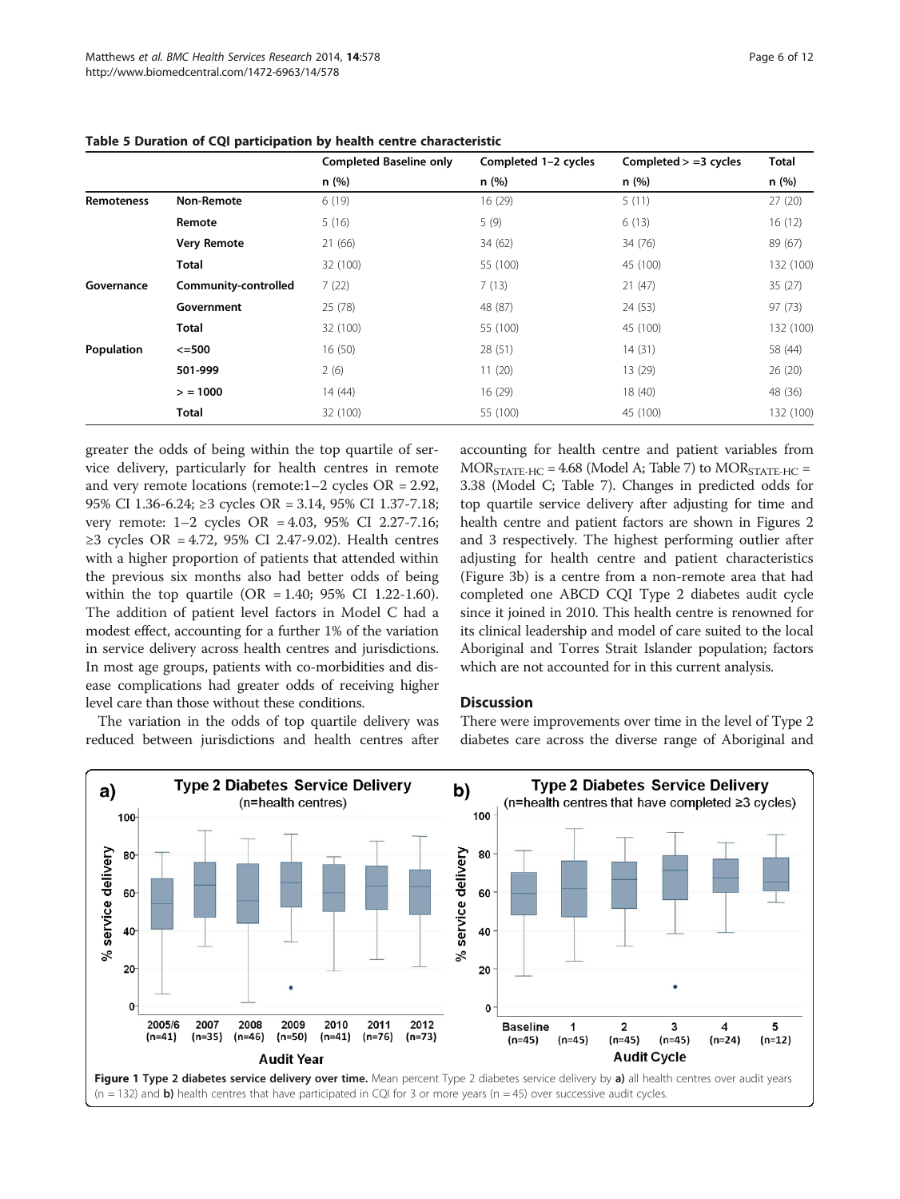**Table 5 Duration of CQI participation by health centre characteristic**

| | | Completed Baseline only | Completed 1–2 cycles | Completed > =3 cycles | Total |
|---|---|---|---|---|---|
| | | n (%) | n (%) | n (%) | n (%) |
| **Remoteness** | **Non-Remote** | 6 (19) | 16 (29) | 5 (11) | 27 (20) |
| | **Remote** | 5 (16) | 5 (9) | 6 (13) | 16 (12) |
| | **Very Remote** | 21 (66) | 34 (62) | 34 (76) | 89 (67) |
| | **Total** | 32 (100) | 55 (100) | 45 (100) | 132 (100) |
| **Governance** | **Community-controlled** | 7 (22) | 7 (13) | 21 (47) | 35 (27) |
| | **Government** | 25 (78) | 48 (87) | 24 (53) | 97 (73) |
| | **Total** | 32 (100) | 55 (100) | 45 (100) | 132 (100) |
| **Population** | **<=500** | 16 (50) | 28 (51) | 14 (31) | 58 (44) |
| | **501-999** | 2 (6) | 11 (20) | 13 (29) | 26 (20) |
| | **> = 1000** | 14 (44) | 16 (29) | 18 (40) | 48 (36) |
| | **Total** | 32 (100) | 55 (100) | 45 (100) | 132 (100) |

greater the odds of being within the top quartile of service delivery, particularly for health centres in remote and very remote locations (remote:1–2 cycles OR = 2.92, 95% CI 1.36-6.24; ≥3 cycles OR = 3.14, 95% CI 1.37-7.18; very remote: 1–2 cycles OR = 4.03, 95% CI 2.27-7.16; ≥3 cycles OR = 4.72, 95% CI 2.47-9.02). Health centres with a higher proportion of patients that attended within the previous six months also had better odds of being within the top quartile (OR = 1.40; 95% CI 1.22-1.60). The addition of patient level factors in Model C had a modest effect, accounting for a further 1% of the variation in service delivery across health centres and jurisdictions. In most age groups, patients with co-morbidities and disease complications had greater odds of receiving higher level care than those without these conditions.

The variation in the odds of top quartile delivery was reduced between jurisdictions and health centres after accounting for health centre and patient variables from $MOR_{STATE\text{-}HC} = 4.68$ (Model A; Table 7) to $MOR_{STATE\text{-}HC} = 3.38$ (Model C; Table 7). Changes in predicted odds for top quartile service delivery after adjusting for time and health centre and patient factors are shown in Figures 2 and 3 respectively. The highest performing outlier after adjusting for health centre and patient characteristics (Figure 3b) is a centre from a non-remote area that had completed one ABCD CQI Type 2 diabetes audit cycle since it joined in 2010. This health centre is renowned for its clinical leadership and model of care suited to the local Aboriginal and Torres Strait Islander population; factors which are not accounted for in this current analysis.

## Discussion

There were improvements over time in the level of Type 2 diabetes care across the diverse range of Aboriginal and

**Figure 1 Type 2 diabetes service delivery over time.** Mean percent Type 2 diabetes service delivery by **a)** all health centres over audit years (n = 132) and **b)** health centres that have participated in CQI for 3 or more years (n = 45) over successive audit cycles.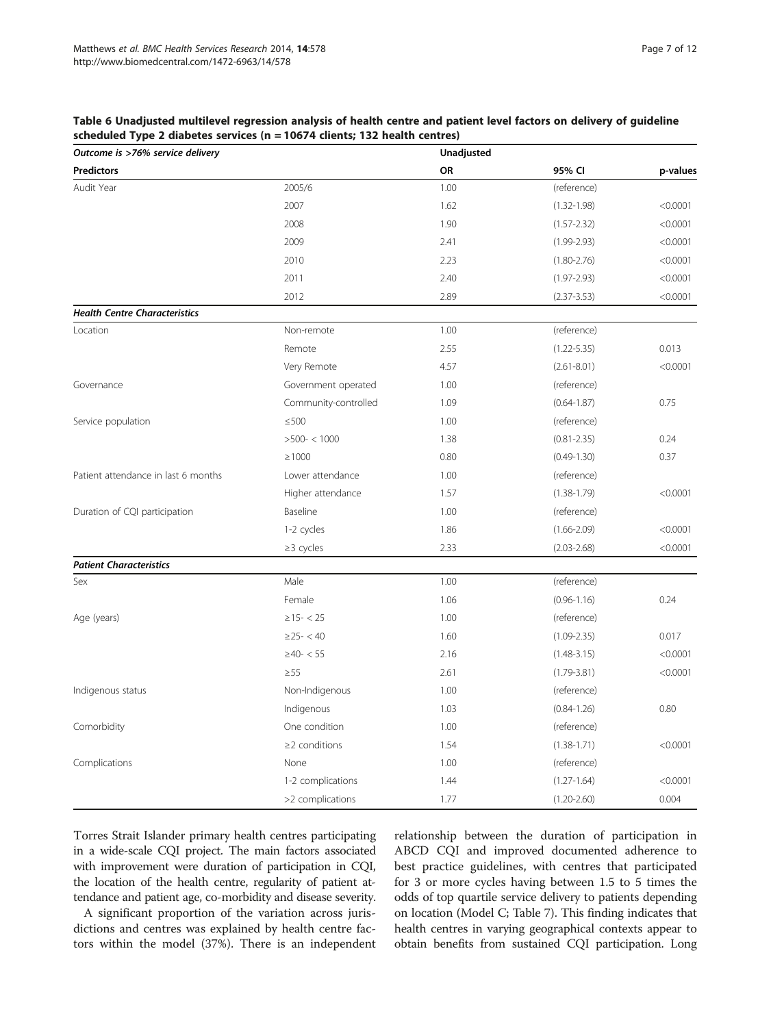**Table 6 Unadjusted multilevel regression analysis of health centre and patient level factors on delivery of guideline scheduled Type 2 diabetes services (n = 10674 clients; 132 health centres)**

| *Outcome is >76% service delivery* | | Unadjusted | | |
|---|---|---|---|---|
| **Predictors** | | **OR** | **95% CI** | **p-values** |
| Audit Year | 2005/6 | 1.00 | (reference) | |
| | 2007 | 1.62 | (1.32-1.98) | <0.0001 |
| | 2008 | 1.90 | (1.57-2.32) | <0.0001 |
| | 2009 | 2.41 | (1.99-2.93) | <0.0001 |
| | 2010 | 2.23 | (1.80-2.76) | <0.0001 |
| | 2011 | 2.40 | (1.97-2.93) | <0.0001 |
| | 2012 | 2.89 | (2.37-3.53) | <0.0001 |
| ***Health Centre Characteristics*** | | | | |
| Location | Non-remote | 1.00 | (reference) | |
| | Remote | 2.55 | (1.22-5.35) | 0.013 |
| | Very Remote | 4.57 | (2.61-8.01) | <0.0001 |
| Governance | Government operated | 1.00 | (reference) | |
| | Community-controlled | 1.09 | (0.64-1.87) | 0.75 |
| Service population | ≤500 | 1.00 | (reference) | |
| | >500- < 1000 | 1.38 | (0.81-2.35) | 0.24 |
| | ≥1000 | 0.80 | (0.49-1.30) | 0.37 |
| Patient attendance in last 6 months | Lower attendance | 1.00 | (reference) | |
| | Higher attendance | 1.57 | (1.38-1.79) | <0.0001 |
| Duration of CQI participation | Baseline | 1.00 | (reference) | |
| | 1-2 cycles | 1.86 | (1.66-2.09) | <0.0001 |
| | ≥3 cycles | 2.33 | (2.03-2.68) | <0.0001 |
| ***Patient Characteristics*** | | | | |
| Sex | Male | 1.00 | (reference) | |
| | Female | 1.06 | (0.96-1.16) | 0.24 |
| Age (years) | ≥15- < 25 | 1.00 | (reference) | |
| | ≥25- < 40 | 1.60 | (1.09-2.35) | 0.017 |
| | ≥40- < 55 | 2.16 | (1.48-3.15) | <0.0001 |
| | ≥55 | 2.61 | (1.79-3.81) | <0.0001 |
| Indigenous status | Non-Indigenous | 1.00 | (reference) | |
| | Indigenous | 1.03 | (0.84-1.26) | 0.80 |
| Comorbidity | One condition | 1.00 | (reference) | |
| | ≥2 conditions | 1.54 | (1.38-1.71) | <0.0001 |
| Complications | None | 1.00 | (reference) | |
| | 1-2 complications | 1.44 | (1.27-1.64) | <0.0001 |
| | >2 complications | 1.77 | (1.20-2.60) | 0.004 |

Torres Strait Islander primary health centres participating in a wide-scale CQI project. The main factors associated with improvement were duration of participation in CQI, the location of the health centre, regularity of patient attendance and patient age, co-morbidity and disease severity.

A significant proportion of the variation across jurisdictions and centres was explained by health centre factors within the model (37%). There is an independent relationship between the duration of participation in ABCD CQI and improved documented adherence to best practice guidelines, with centres that participated for 3 or more cycles having between 1.5 to 5 times the odds of top quartile service delivery to patients depending on location (Model C; Table 7). This finding indicates that health centres in varying geographical contexts appear to obtain benefits from sustained CQI participation. Long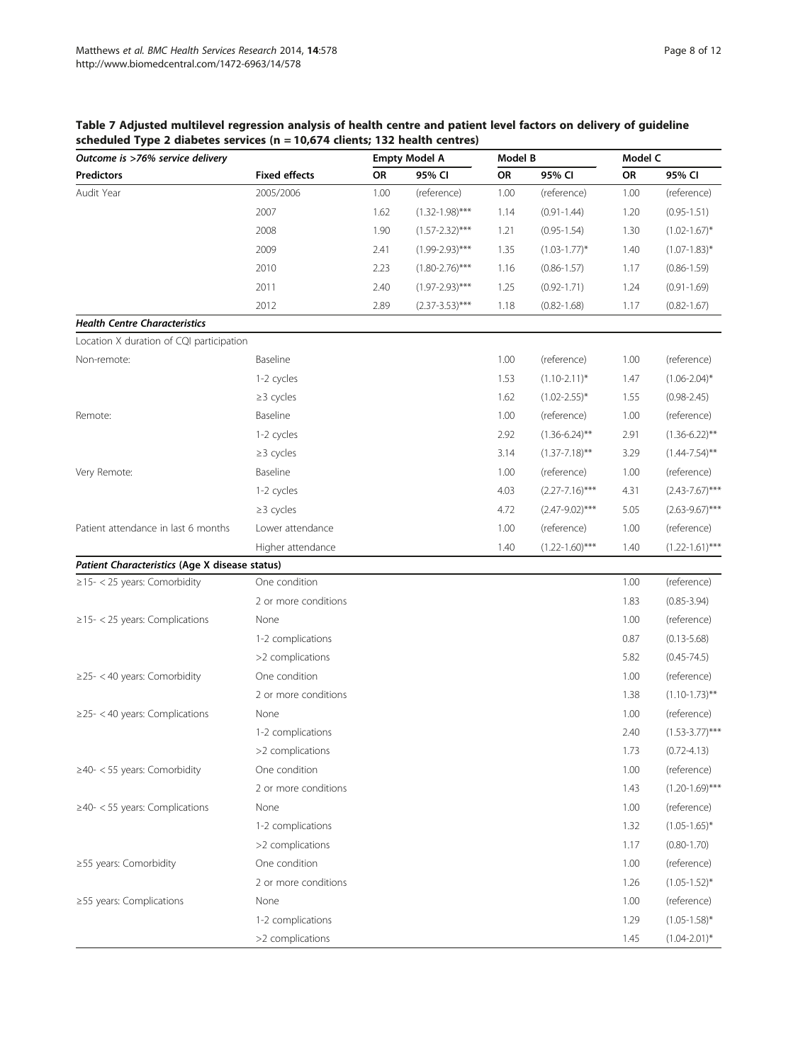**Table 7 Adjusted multilevel regression analysis of health centre and patient level factors on delivery of guideline scheduled Type 2 diabetes services (n = 10,674 clients; 132 health centres)**

| *Outcome is >76% service delivery* | | Empty Model A | | Model B | | Model C | |
|---|---|---|---|---|---|---|---|
| **Predictors** | **Fixed effects** | **OR** | **95% CI** | **OR** | **95% CI** | **OR** | **95% CI** |
| Audit Year | 2005/2006 | 1.00 | (reference) | 1.00 | (reference) | 1.00 | (reference) |
| | 2007 | 1.62 | (1.32-1.98)*** | 1.14 | (0.91-1.44) | 1.20 | (0.95-1.51) |
| | 2008 | 1.90 | (1.57-2.32)*** | 1.21 | (0.95-1.54) | 1.30 | (1.02-1.67)* |
| | 2009 | 2.41 | (1.99-2.93)*** | 1.35 | (1.03-1.77)* | 1.40 | (1.07-1.83)* |
| | 2010 | 2.23 | (1.80-2.76)*** | 1.16 | (0.86-1.57) | 1.17 | (0.86-1.59) |
| | 2011 | 2.40 | (1.97-2.93)*** | 1.25 | (0.92-1.71) | 1.24 | (0.91-1.69) |
| | 2012 | 2.89 | (2.37-3.53)*** | 1.18 | (0.82-1.68) | 1.17 | (0.82-1.67) |
| ***Health Centre Characteristics*** | | | | | | | |
| Location X duration of CQI participation | | | | | | | |
| Non-remote: | Baseline | | | 1.00 | (reference) | 1.00 | (reference) |
| | 1-2 cycles | | | 1.53 | (1.10-2.11)* | 1.47 | (1.06-2.04)* |
| | ≥3 cycles | | | 1.62 | (1.02-2.55)* | 1.55 | (0.98-2.45) |
| Remote: | Baseline | | | 1.00 | (reference) | 1.00 | (reference) |
| | 1-2 cycles | | | 2.92 | (1.36-6.24)** | 2.91 | (1.36-6.22)** |
| | ≥3 cycles | | | 3.14 | (1.37-7.18)** | 3.29 | (1.44-7.54)** |
| Very Remote: | Baseline | | | 1.00 | (reference) | 1.00 | (reference) |
| | 1-2 cycles | | | 4.03 | (2.27-7.16)*** | 4.31 | (2.43-7.67)*** |
| | ≥3 cycles | | | 4.72 | (2.47-9.02)*** | 5.05 | (2.63-9.67)*** |
| Patient attendance in last 6 months | Lower attendance | | | 1.00 | (reference) | 1.00 | (reference) |
| | Higher attendance | | | 1.40 | (1.22-1.60)*** | 1.40 | (1.22-1.61)*** |
| ***Patient Characteristics (Age X disease status)*** | | | | | | | |
| ≥15- < 25 years: Comorbidity | One condition | | | | | 1.00 | (reference) |
| | 2 or more conditions | | | | | 1.83 | (0.85-3.94) |
| ≥15- < 25 years: Complications | None | | | | | 1.00 | (reference) |
| | 1-2 complications | | | | | 0.87 | (0.13-5.68) |
| | >2 complications | | | | | 5.82 | (0.45-74.5) |
| ≥25- < 40 years: Comorbidity | One condition | | | | | 1.00 | (reference) |
| | 2 or more conditions | | | | | 1.38 | (1.10-1.73)** |
| ≥25- < 40 years: Complications | None | | | | | 1.00 | (reference) |
| | 1-2 complications | | | | | 2.40 | (1.53-3.77)*** |
| | >2 complications | | | | | 1.73 | (0.72-4.13) |
| ≥40- < 55 years: Comorbidity | One condition | | | | | 1.00 | (reference) |
| | 2 or more conditions | | | | | 1.43 | (1.20-1.69)*** |
| ≥40- < 55 years: Complications | None | | | | | 1.00 | (reference) |
| | 1-2 complications | | | | | 1.32 | (1.05-1.65)* |
| | >2 complications | | | | | 1.17 | (0.80-1.70) |
| ≥55 years: Comorbidity | One condition | | | | | 1.00 | (reference) |
| | 2 or more conditions | | | | | 1.26 | (1.05-1.52)* |
| ≥55 years: Complications | None | | | | | 1.00 | (reference) |
| | 1-2 complications | | | | | 1.29 | (1.05-1.58)* |
| | >2 complications | | | | | 1.45 | (1.04-2.01)* |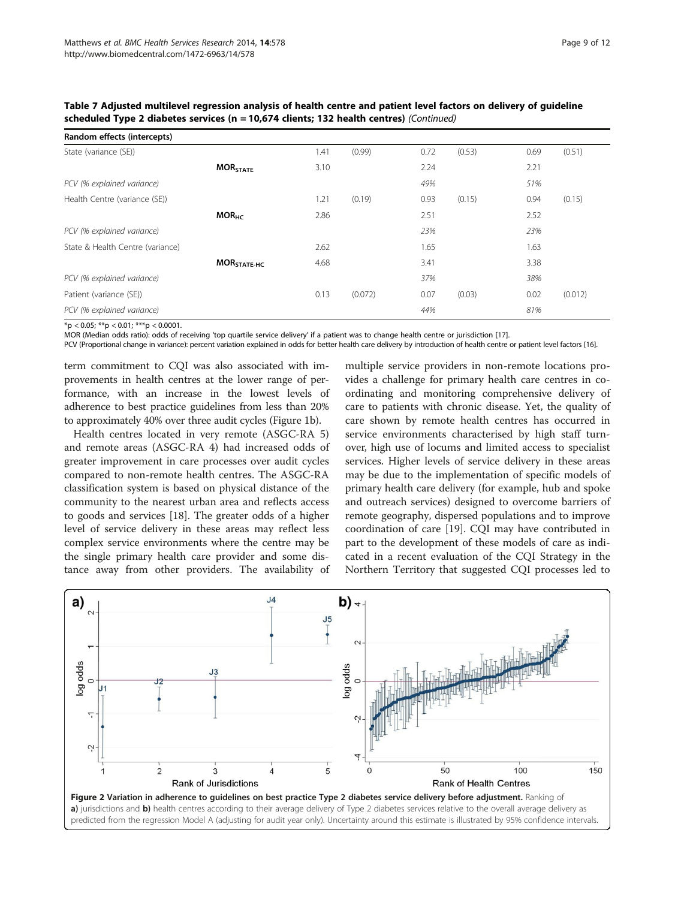**Table 7 Adjusted multilevel regression analysis of health centre and patient level factors on delivery of guideline scheduled Type 2 diabetes services (n = 10,674 clients; 132 health centres)** *(Continued)*

| Random effects (intercepts) | | | | | | | |
|---|---|---|---|---|---|---|---|
| State (variance (SE)) | | 1.41 | (0.99) | 0.72 | (0.53) | 0.69 | (0.51) |
| | **$MOR_{STATE}$** | 3.10 | | 2.24 | | 2.21 | |
| *PCV (% explained variance)* | | | | *49%* | | *51%* | |
| Health Centre (variance (SE)) | | 1.21 | (0.19) | 0.93 | (0.15) | 0.94 | (0.15) |
| | **$MOR_{HC}$** | 2.86 | | 2.51 | | 2.52 | |
| *PCV (% explained variance)* | | | | *23%* | | *23%* | |
| State & Health Centre (variance) | | 2.62 | | 1.65 | | 1.63 | |
| | **$MOR_{STATE\text{-}HC}$** | 4.68 | | 3.41 | | 3.38 | |
| *PCV (% explained variance)* | | | | *37%* | | *38%* | |
| Patient (variance (SE)) | | 0.13 | (0.072) | 0.07 | (0.03) | 0.02 | (0.012) |
| *PCV (% explained variance)* | | | | *44%* | | *81%* | |

*p < 0.05; **p < 0.01; ***p < 0.0001.

MOR (Median odds ratio): odds of receiving 'top quartile service delivery' if a patient was to change health centre or jurisdiction [17].

PCV (Proportional change in variance): percent variation explained in odds for better health care delivery by introduction of health centre or patient level factors [16].

term commitment to CQI was also associated with improvements in health centres at the lower range of performance, with an increase in the lowest levels of adherence to best practice guidelines from less than 20% to approximately 40% over three audit cycles (Figure 1b).

Health centres located in very remote (ASGC-RA 5) and remote areas (ASGC-RA 4) had increased odds of greater improvement in care processes over audit cycles compared to non-remote health centres. The ASGC-RA classification system is based on physical distance of the community to the nearest urban area and reflects access to goods and services [18]. The greater odds of a higher level of service delivery in these areas may reflect less complex service environments where the centre may be the single primary health care provider and some distance away from other providers. The availability of multiple service providers in non-remote locations provides a challenge for primary health care centres in coordinating and monitoring comprehensive delivery of care to patients with chronic disease. Yet, the quality of care shown by remote health centres has occurred in service environments characterised by high staff turnover, high use of locums and limited access to specialist services. Higher levels of service delivery in these areas may be due to the implementation of specific models of primary health care delivery (for example, hub and spoke and outreach services) designed to overcome barriers of remote geography, dispersed populations and to improve coordination of care [19]. CQI may have contributed in part to the development of these models of care as indicated in a recent evaluation of the CQI Strategy in the Northern Territory that suggested CQI processes led to

**Figure 2 Variation in adherence to guidelines on best practice Type 2 diabetes service delivery before adjustment.** Ranking of **a)** jurisdictions and **b)** health centres according to their average delivery of Type 2 diabetes services relative to the overall average delivery as predicted from the regression Model A (adjusting for audit year only). Uncertainty around this estimate is illustrated by 95% confidence intervals.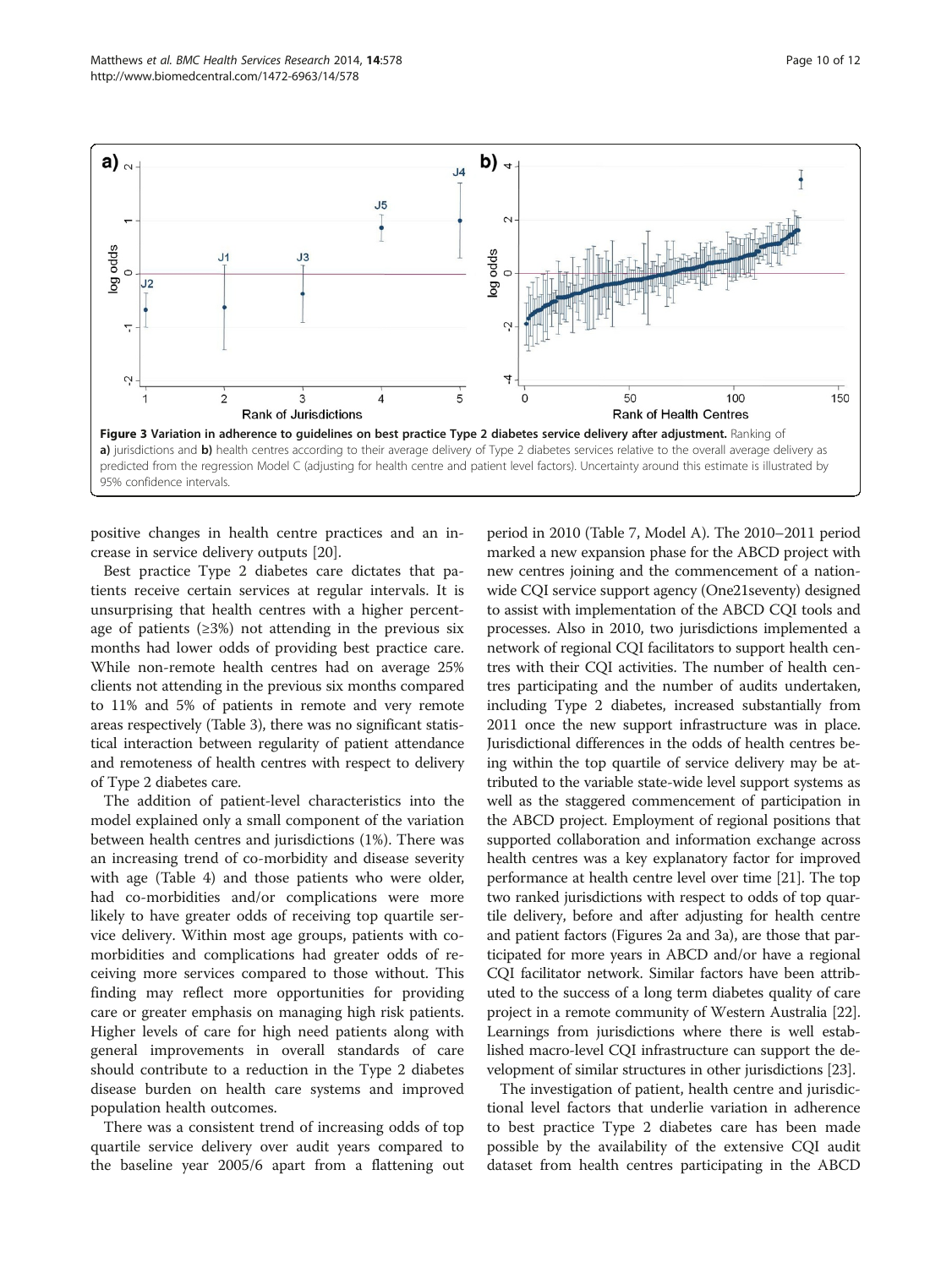**Figure 3 Variation in adherence to guidelines on best practice Type 2 diabetes service delivery after adjustment.** Ranking of **a)** jurisdictions and **b)** health centres according to their average delivery of Type 2 diabetes services relative to the overall average delivery as predicted from the regression Model C (adjusting for health centre and patient level factors). Uncertainty around this estimate is illustrated by 95% confidence intervals.

positive changes in health centre practices and an increase in service delivery outputs [20].

Best practice Type 2 diabetes care dictates that patients receive certain services at regular intervals. It is unsurprising that health centres with a higher percentage of patients (≥3%) not attending in the previous six months had lower odds of providing best practice care. While non-remote health centres had on average 25% clients not attending in the previous six months compared to 11% and 5% of patients in remote and very remote areas respectively (Table 3), there was no significant statistical interaction between regularity of patient attendance and remoteness of health centres with respect to delivery of Type 2 diabetes care.

The addition of patient-level characteristics into the model explained only a small component of the variation between health centres and jurisdictions (1%). There was an increasing trend of co-morbidity and disease severity with age (Table 4) and those patients who were older, had co-morbidities and/or complications were more likely to have greater odds of receiving top quartile service delivery. Within most age groups, patients with co-morbidities and complications had greater odds of receiving more services compared to those without. This finding may reflect more opportunities for providing care or greater emphasis on managing high risk patients. Higher levels of care for high need patients along with general improvements in overall standards of care should contribute to a reduction in the Type 2 diabetes disease burden on health care systems and improved population health outcomes.

There was a consistent trend of increasing odds of top quartile service delivery over audit years compared to the baseline year 2005/6 apart from a flattening out period in 2010 (Table 7, Model A). The 2010–2011 period marked a new expansion phase for the ABCD project with new centres joining and the commencement of a nation-wide CQI service support agency (One21seventy) designed to assist with implementation of the ABCD CQI tools and processes. Also in 2010, two jurisdictions implemented a network of regional CQI facilitators to support health centres with their CQI activities. The number of health centres participating and the number of audits undertaken, including Type 2 diabetes, increased substantially from 2011 once the new support infrastructure was in place. Jurisdictional differences in the odds of health centres being within the top quartile of service delivery may be attributed to the variable state-wide level support systems as well as the staggered commencement of participation in the ABCD project. Employment of regional positions that supported collaboration and information exchange across health centres was a key explanatory factor for improved performance at health centre level over time [21]. The top two ranked jurisdictions with respect to odds of top quartile delivery, before and after adjusting for health centre and patient factors (Figures 2a and 3a), are those that participated for more years in ABCD and/or have a regional CQI facilitator network. Similar factors have been attributed to the success of a long term diabetes quality of care project in a remote community of Western Australia [22]. Learnings from jurisdictions where there is well established macro-level CQI infrastructure can support the development of similar structures in other jurisdictions [23].

The investigation of patient, health centre and jurisdictional level factors that underlie variation in adherence to best practice Type 2 diabetes care has been made possible by the availability of the extensive CQI audit dataset from health centres participating in the ABCD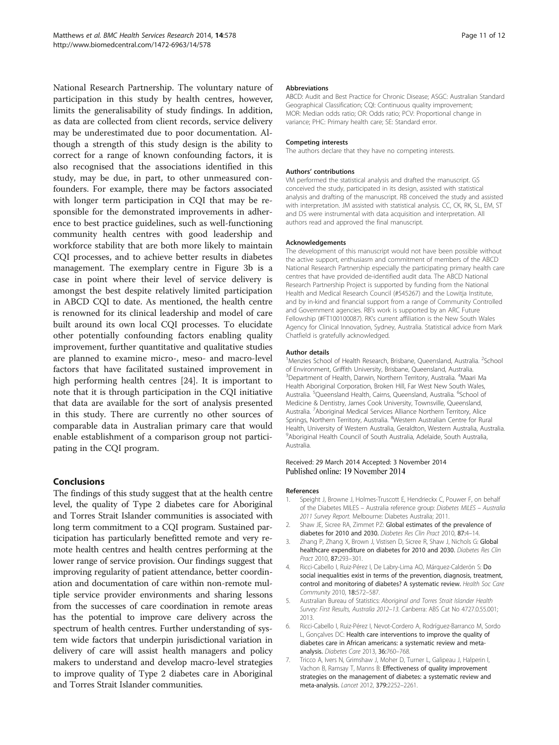National Research Partnership. The voluntary nature of participation in this study by health centres, however, limits the generalisability of study findings. In addition, as data are collected from client records, service delivery may be underestimated due to poor documentation. Although a strength of this study design is the ability to correct for a range of known confounding factors, it is also recognised that the associations identified in this study, may be due, in part, to other unmeasured confounders. For example, there may be factors associated with longer term participation in CQI that may be responsible for the demonstrated improvements in adherence to best practice guidelines, such as well-functioning community health centres with good leadership and workforce stability that are both more likely to maintain CQI processes, and to achieve better results in diabetes management. The exemplary centre in Figure 3b is a case in point where their level of service delivery is amongst the best despite relatively limited participation in ABCD CQI to date. As mentioned, the health centre is renowned for its clinical leadership and model of care built around its own local CQI processes. To elucidate other potentially confounding factors enabling quality improvement, further quantitative and qualitative studies are planned to examine micro-, meso- and macro-level factors that have facilitated sustained improvement in high performing health centres [24]. It is important to note that it is through participation in the CQI initiative that data are available for the sort of analysis presented in this study. There are currently no other sources of comparable data in Australian primary care that would enable establishment of a comparison group not participating in the CQI program.

## Conclusions

The findings of this study suggest that at the health centre level, the quality of Type 2 diabetes care for Aboriginal and Torres Strait Islander communities is associated with long term commitment to a CQI program. Sustained participation has particularly benefitted remote and very remote health centres and health centres performing at the lower range of service provision. Our findings suggest that improving regularity of patient attendance, better coordination and documentation of care within non-remote multiple service provider environments and sharing lessons from the successes of care coordination in remote areas has the potential to improve care delivery across the spectrum of health centres. Further understanding of system wide factors that underpin jurisdictional variation in delivery of care will assist health managers and policy makers to understand and develop macro-level strategies to improve quality of Type 2 diabetes care in Aboriginal and Torres Strait Islander communities.

#### Abbreviations

ABCD: Audit and Best Practice for Chronic Disease; ASGC: Australian Standard Geographical Classification; CQI: Continuous quality improvement; MOR: Median odds ratio; OR: Odds ratio; PCV: Proportional change in variance; PHC: Primary health care; SE: Standard error.

#### Competing interests

The authors declare that they have no competing interests.

#### Authors' contributions

VM performed the statistical analysis and drafted the manuscript. GS conceived the study, participated in its design, assisted with statistical analysis and drafting of the manuscript. RB conceived the study and assisted with interpretation. JM assisted with statistical analysis. CC, CK, RK, SL, EM, ST and DS were instrumental with data acquisition and interpretation. All authors read and approved the final manuscript.

#### Acknowledgements

The development of this manuscript would not have been possible without the active support, enthusiasm and commitment of members of the ABCD National Research Partnership especially the participating primary health care centres that have provided de-identified audit data. The ABCD National Research Partnership Project is supported by funding from the National Health and Medical Research Council (#545267) and the Lowitja Institute, and by in-kind and financial support from a range of Community Controlled and Government agencies. RB's work is supported by an ARC Future Fellowship (#FT100100087). RK's current affiliation is the New South Wales Agency for Clinical Innovation, Sydney, Australia. Statistical advice from Mark Chatfield is gratefully acknowledged.

#### Author details

[1]Menzies School of Health Research, Brisbane, Queensland, Australia. [2]School of Environment, Griffith University, Brisbane, Queensland, Australia. [3]Department of Health, Darwin, Northern Territory, Australia. [4]Maari Ma Health Aboriginal Corporation, Broken Hill, Far West New South Wales, Australia. [5]Queensland Health, Cairns, Queensland, Australia. [6]School of Medicine & Dentistry, James Cook University, Townsville, Queensland, Australia. [7]Aboriginal Medical Services Alliance Northern Territory, Alice Springs, Northern Territory, Australia. [8]Western Australian Centre for Rural Health, University of Western Australia, Geraldton, Western Australia, Australia. [9]Aboriginal Health Council of South Australia, Adelaide, South Australia, Australia.

Received: 29 March 2014 Accepted: 3 November 2014
Published online: 19 November 2014

#### References

1. Speight J, Browne J, Holmes-Truscott E, Hendrieckx C, Pouwer F, on behalf of the Diabetes MILES – Australia reference group: *Diabetes MILES – Australia 2011 Survey Report.* Melbourne: Diabetes Australia; 2011.
2. Shaw JE, Sicree RA, Zimmet PZ: Global estimates of the prevalence of diabetes for 2010 and 2030. *Diabetes Res Clin Pract* 2010, 87:4–14.
3. Zhang P, Zhang X, Brown J, Vistisen D, Sicree R, Shaw J, Nichols G: Global healthcare expenditure on diabetes for 2010 and 2030. *Diabetes Res Clin Pract* 2010, 87:293–301.
4. Ricci-Cabello I, Ruiz-Pérez I, De Labry-Lima AO, Márquez-Calderón S: Do social inequalities exist in terms of the prevention, diagnosis, treatment, control and monitoring of diabetes? A systematic review. *Health Soc Care Community* 2010, 18:572–587.
5. Australian Bureau of Statistics: *Aboriginal and Torres Strait Islander Health Survey: First Results, Australia 2012–13.* Canberra: ABS Cat No 4727.0.55.001; 2013.
6. Ricci-Cabello I, Ruiz-Pérez I, Nevot-Cordero A, Rodríguez-Barranco M, Sordo L, Gonçalves DC: Health care interventions to improve the quality of diabetes care in African americans: a systematic review and meta-analysis. *Diabetes Care* 2013, 36:760–768.
7. Tricco A, Ivers N, Grimshaw J, Moher D, Turner L, Galipeau J, Halperin I, Vachon B, Ramsay T, Manns B: Effectiveness of quality improvement strategies on the management of diabetes: a systematic review and meta-analysis. *Lancet* 2012, 379:2252–2261.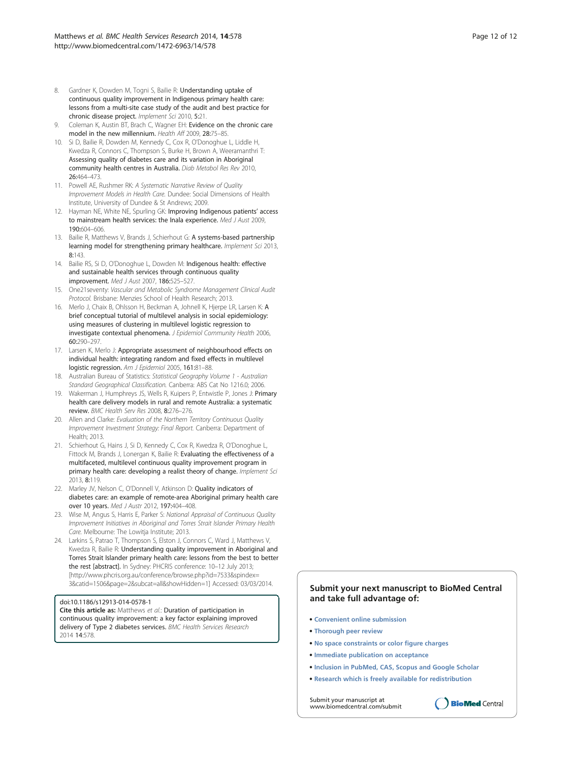8. Gardner K, Dowden M, Togni S, Bailie R: **Understanding uptake of continuous quality improvement in Indigenous primary health care: lessons from a multi-site case study of the audit and best practice for chronic disease project.** *Implement Sci* 2010, **5:**21.
9. Coleman K, Austin BT, Brach C, Wagner EH: **Evidence on the chronic care model in the new millennium.** *Health Aff* 2009, **28:**75–85.
10. Si D, Bailie R, Dowden M, Kennedy C, Cox R, O'Donoghue L, Liddle H, Kwedza R, Connors C, Thompson S, Burke H, Brown A, Weeramanthri T: **Assessing quality of diabetes care and its variation in Aboriginal community health centres in Australia.** *Diab Metabol Res Rev* 2010, **26:**464–473.
11. Powell AE, Rushmer RK: *A Systematic Narrative Review of Quality Improvement Models in Health Care.* Dundee: Social Dimensions of Health Institute, University of Dundee & St Andrews; 2009.
12. Hayman NE, White NE, Spurling GK: **Improving Indigenous patients' access to mainstream health services: the Inala experience.** *Med J Aust* 2009, **190:**604–606.
13. Bailie R, Matthews V, Brands J, Schierhout G: **A systems-based partnership learning model for strengthening primary healthcare.** *Implement Sci* 2013, **8:**143.
14. Bailie RS, Si D, O'Donoghue L, Dowden M: **Indigenous health: effective and sustainable health services through continuous quality improvement.** *Med J Aust* 2007, **186:**525–527.
15. One21seventy: *Vascular and Metabolic Syndrome Management Clinical Audit Protocol.* Brisbane: Menzies School of Health Research; 2013.
16. Merlo J, Chaix B, Ohlsson H, Beckman A, Johnell K, Hjerpe LR, Larsen K: **A brief conceptual tutorial of multilevel analysis in social epidemiology: using measures of clustering in multilevel logistic regression to investigate contextual phenomena.** *J Epidemiol Community Health* 2006, **60:**290–297.
17. Larsen K, Merlo J: **Appropriate assessment of neighbourhood effects on individual health: integrating random and fixed effects in multilevel logistic regression.** *Am J Epidemiol* 2005, **161:**81–88.
18. Australian Bureau of Statistics: *Statistical Geography Volume 1 - Australian Standard Geographical Classification.* Canberra: ABS Cat No 1216.0; 2006.
19. Wakerman J, Humphreys JS, Wells R, Kuipers P, Entwistle P, Jones J: **Primary health care delivery models in rural and remote Australia: a systematic review.** *BMC Health Serv Res* 2008, **8:**276–276.
20. Allen and Clarke: *Evaluation of the Northern Territory Continuous Quality Improvement Investment Strategy: Final Report.* Canberra: Department of Health; 2013.
21. Schierhout G, Hains J, Si D, Kennedy C, Cox R, Kwedza R, O'Donoghue L, Fittock M, Brands J, Lonergan K, Bailie R: **Evaluating the effectiveness of a multifaceted, multilevel continuous quality improvement program in primary health care: developing a realist theory of change.** *Implement Sci* 2013, **8:**119.
22. Marley JV, Nelson C, O'Donnell V, Atkinson D: **Quality indicators of diabetes care: an example of remote-area Aboriginal primary health care over 10 years.** *Med J Austr* 2012, **197:**404–408.
23. Wise M, Angus S, Harris E, Parker S: *National Appraisal of Continuous Quality Improvement Initiatives in Aboriginal and Torres Strait Islander Primary Health Care.* Melbourne: The Lowitja Institute; 2013.
24. Larkins S, Patrao T, Thompson S, Elston J, Connors C, Ward J, Matthews V, Kwedza R, Bailie R: **Understanding quality improvement in Aboriginal and Torres Strait Islander primary health care: lessons from the best to better the rest [abstract].** In Sydney: PHCRIS conference: 10–12 July 2013; [http://www.phcris.org.au/conference/browse.php?id=7533&spindex=3&catid=1506&page=2&subcat=all&showHidden=1] Accessed: 03/03/2014.

doi:10.1186/s12913-014-0578-1

**Cite this article as:** Matthews *et al.*: Duration of participation in continuous quality improvement: a key factor explaining improved delivery of Type 2 diabetes services. *BMC Health Services Research* 2014 **14**:578.

**Submit your next manuscript to BioMed Central and take full advantage of:**

- **Convenient online submission**
- **Thorough peer review**
- **No space constraints or color figure charges**
- **Immediate publication on acceptance**
- **Inclusion in PubMed, CAS, Scopus and Google Scholar**
- **Research which is freely available for redistribution**

Submit your manuscript at
www.biomedcentral.com/submit

BioMed Central